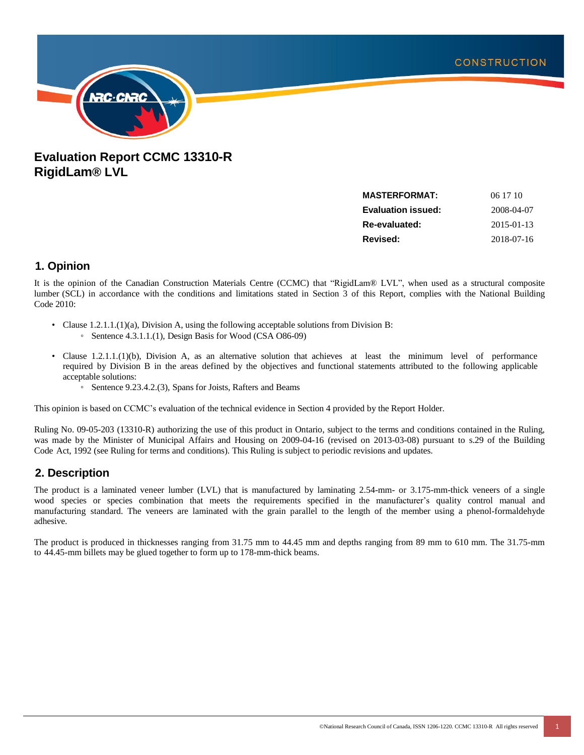# Evaluation Report CCMC 13310-R RigidLam® LVL

| | |
|---|---|
| **MASTERFORMAT:** | 06 17 10 |
| **Evaluation issued:** | 2008-04-07 |
| **Re-evaluated:** | 2015-01-13 |
| **Revised:** | 2018-07-16 |

## 1. Opinion

It is the opinion of the Canadian Construction Materials Centre (CCMC) that "RigidLam® LVL", when used as a structural composite lumber (SCL) in accordance with the conditions and limitations stated in Section 3 of this Report, complies with the National Building Code 2010:

- Clause 1.2.1.1.(1)(a), Division A, using the following acceptable solutions from Division B:
  - Sentence 4.3.1.1.(1), Design Basis for Wood (CSA O86-09)
- Clause 1.2.1.1.(1)(b), Division A, as an alternative solution that achieves at least the minimum level of performance required by Division B in the areas defined by the objectives and functional statements attributed to the following applicable acceptable solutions:
  - Sentence 9.23.4.2.(3), Spans for Joists, Rafters and Beams

This opinion is based on CCMC's evaluation of the technical evidence in Section 4 provided by the Report Holder.

Ruling No. 09-05-203 (13310-R) authorizing the use of this product in Ontario, subject to the terms and conditions contained in the Ruling, was made by the Minister of Municipal Affairs and Housing on 2009-04-16 (revised on 2013-03-08) pursuant to s.29 of the Building Code Act, 1992 (see Ruling for terms and conditions). This Ruling is subject to periodic revisions and updates.

## 2. Description

The product is a laminated veneer lumber (LVL) that is manufactured by laminating 2.54-mm- or 3.175-mm-thick veneers of a single wood species or species combination that meets the requirements specified in the manufacturer's quality control manual and manufacturing standard. The veneers are laminated with the grain parallel to the length of the member using a phenol-formaldehyde adhesive.

The product is produced in thicknesses ranging from 31.75 mm to 44.45 mm and depths ranging from 89 mm to 610 mm. The 31.75-mm to 44.45-mm billets may be glued together to form up to 178-mm-thick beams.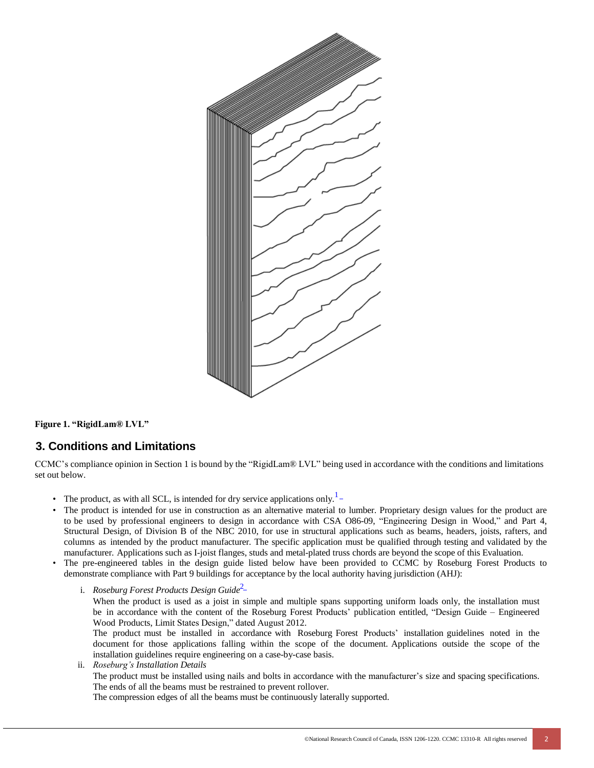**Figure 1. "RigidLam® LVL"**

## 3. Conditions and Limitations

CCMC's compliance opinion in Section 1 is bound by the "RigidLam® LVL" being used in accordance with the conditions and limitations set out below.

- The product, as with all SCL, is intended for dry service applications only.[1]
- The product is intended for use in construction as an alternative material to lumber. Proprietary design values for the product are to be used by professional engineers to design in accordance with CSA O86-09, "Engineering Design in Wood," and Part 4, Structural Design, of Division B of the NBC 2010, for use in structural applications such as beams, headers, joists, rafters, and columns as intended by the product manufacturer. The specific application must be qualified through testing and validated by the manufacturer. Applications such as I-joist flanges, studs and metal-plated truss chords are beyond the scope of this Evaluation.
- The pre-engineered tables in the design guide listed below have been provided to CCMC by Roseburg Forest Products to demonstrate compliance with Part 9 buildings for acceptance by the local authority having jurisdiction (AHJ):

  i. *Roseburg Forest Products Design Guide*[2]

  When the product is used as a joist in simple and multiple spans supporting uniform loads only, the installation must be in accordance with the content of the Roseburg Forest Products' publication entitled, "Design Guide – Engineered Wood Products, Limit States Design," dated August 2012.

  The product must be installed in accordance with Roseburg Forest Products' installation guidelines noted in the document for those applications falling within the scope of the document. Applications outside the scope of the installation guidelines require engineering on a case-by-case basis.

  ii. *Roseburg's Installation Details*

  The product must be installed using nails and bolts in accordance with the manufacturer's size and spacing specifications.
  The ends of all the beams must be restrained to prevent rollover.
  The compression edges of all the beams must be continuously laterally supported.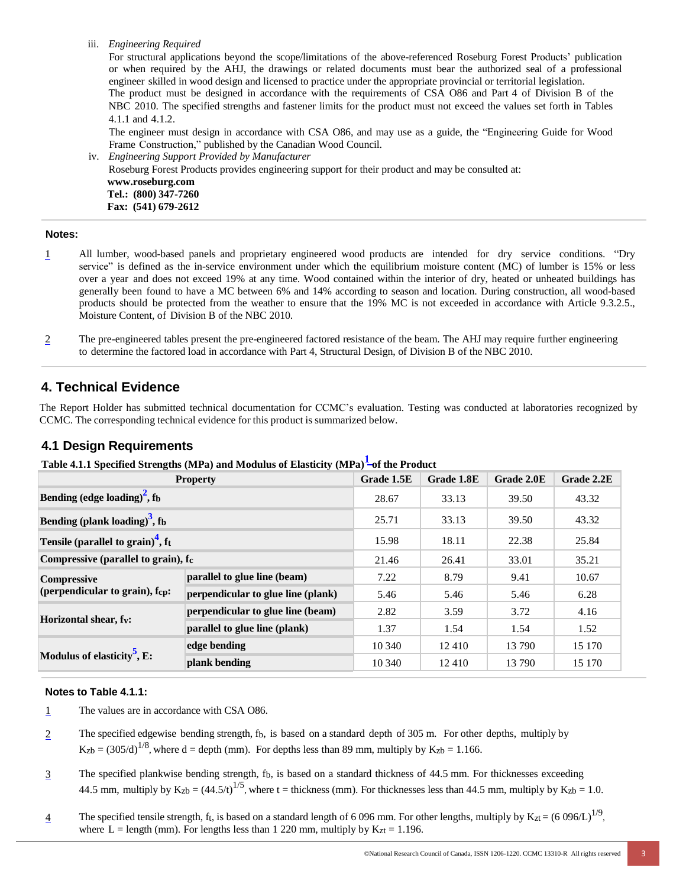iii. *Engineering Required*

For structural applications beyond the scope/limitations of the above-referenced Roseburg Forest Products' publication or when required by the AHJ, the drawings or related documents must bear the authorized seal of a professional engineer skilled in wood design and licensed to practice under the appropriate provincial or territorial legislation.

The product must be designed in accordance with the requirements of CSA O86 and Part 4 of Division B of the NBC 2010. The specified strengths and fastener limits for the product must not exceed the values set forth in Tables 4.1.1 and 4.1.2.

The engineer must design in accordance with CSA O86, and may use as a guide, the "Engineering Guide for Wood Frame Construction," published by the Canadian Wood Council.

iv. *Engineering Support Provided by Manufacturer*

Roseburg Forest Products provides engineering support for their product and may be consulted at:

**www.roseburg.com**
**Tel.: (800) 347-7260**
**Fax: (541) 679-2612**

**Notes:**

1 All lumber, wood-based panels and proprietary engineered wood products are intended for dry service conditions. "Dry service" is defined as the in-service environment under which the equilibrium moisture content (MC) of lumber is 15% or less over a year and does not exceed 19% at any time. Wood contained within the interior of dry, heated or unheated buildings has generally been found to have a MC between 6% and 14% according to season and location. During construction, all wood-based products should be protected from the weather to ensure that the 19% MC is not exceeded in accordance with Article 9.3.2.5., Moisture Content, of Division B of the NBC 2010.

2 The pre-engineered tables present the pre-engineered factored resistance of the beam. The AHJ may require further engineering to determine the factored load in accordance with Part 4, Structural Design, of Division B of the NBC 2010.

## 4. Technical Evidence

The Report Holder has submitted technical documentation for CCMC's evaluation. Testing was conducted at laboratories recognized by CCMC. The corresponding technical evidence for this product is summarized below.

### 4.1 Design Requirements

**Table 4.1.1 Specified Strengths (MPa) and Modulus of Elasticity (MPa)[1] of the Product**

| Property | | Grade 1.5E | Grade 1.8E | Grade 2.0E | Grade 2.2E |
|---|---|---|---|---|---|
| Bending (edge loading)[2], $f_b$ | | 28.67 | 33.13 | 39.50 | 43.32 |
| Bending (plank loading)[3], $f_b$ | | 25.71 | 33.13 | 39.50 | 43.32 |
| Tensile (parallel to grain)[4], $f_t$ | | 15.98 | 18.11 | 22.38 | 25.84 |
| Compressive (parallel to grain), $f_c$ | | 21.46 | 26.41 | 33.01 | 35.21 |
| Compressive (perpendicular to grain), $f_{cp}$: | parallel to glue line (beam) | 7.22 | 8.79 | 9.41 | 10.67 |
| | perpendicular to glue line (plank) | 5.46 | 5.46 | 5.46 | 6.28 |
| Horizontal shear, $f_v$: | perpendicular to glue line (beam) | 2.82 | 3.59 | 3.72 | 4.16 |
| | parallel to glue line (plank) | 1.37 | 1.54 | 1.54 | 1.52 |
| Modulus of elasticity[5], E: | edge bending | 10 340 | 12 410 | 13 790 | 15 170 |
| | plank bending | 10 340 | 12 410 | 13 790 | 15 170 |

**Notes to Table 4.1.1:**

1 The values are in accordance with CSA O86.

2 The specified edgewise bending strength, $f_b$, is based on a standard depth of 305 m. For other depths, multiply by $K_{zb} = (305/d)^{1/8}$, where d = depth (mm). For depths less than 89 mm, multiply by $K_{zb} = 1.166$.

3 The specified plankwise bending strength, $f_b$, is based on a standard thickness of 44.5 mm. For thicknesses exceeding 44.5 mm, multiply by $K_{zb} = (44.5/t)^{1/5}$, where t = thickness (mm). For thicknesses less than 44.5 mm, multiply by $K_{zb} = 1.0$.

4 The specified tensile strength, $f_t$, is based on a standard length of 6 096 mm. For other lengths, multiply by $K_{zt} = (6\,096/L)^{1/9}$, where L = length (mm). For lengths less than 1 220 mm, multiply by $K_{zt} = 1.196$.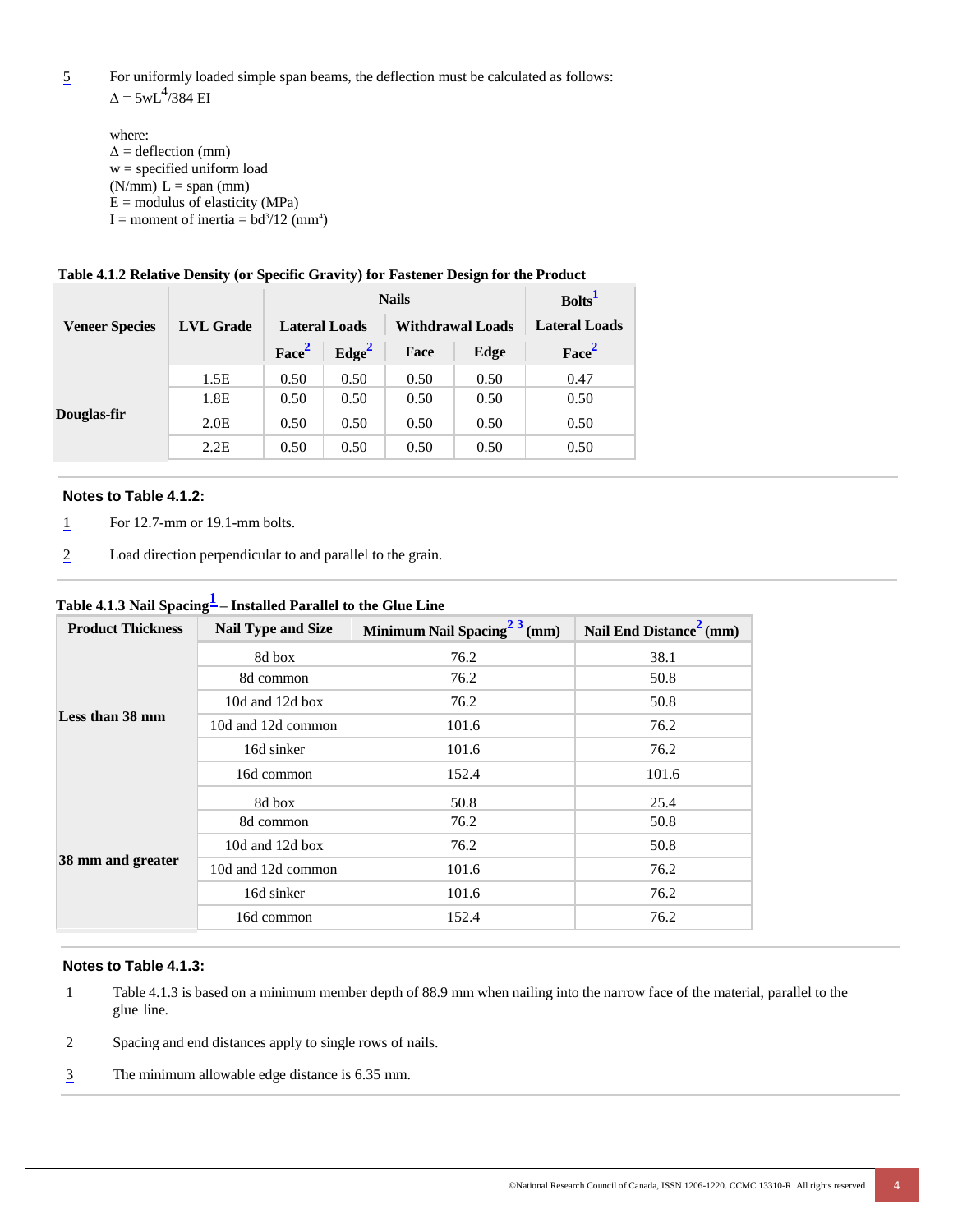5 For uniformly loaded simple span beams, the deflection must be calculated as follows:

$$\Delta = 5wL^4/384\ EI$$

where:
$\Delta$ = deflection (mm)
w = specified uniform load (N/mm)
L = span (mm)
E = modulus of elasticity (MPa)
I = moment of inertia = $bd^3/12$ ($mm^4$)

**Table 4.1.2 Relative Density (or Specific Gravity) for Fastener Design for the Product**

| Veneer Species | LVL Grade | Nails | | | | Bolts[1] |
|---|---|---|---|---|---|---|
| | | Lateral Loads | | Withdrawal Loads | | Lateral Loads |
| | | Face[2] | Edge[2] | Face | Edge | Face[2] |
| Douglas-fir | 1.5E | 0.50 | 0.50 | 0.50 | 0.50 | 0.47 |
| | 1.8E | 0.50 | 0.50 | 0.50 | 0.50 | 0.50 |
| | 2.0E | 0.50 | 0.50 | 0.50 | 0.50 | 0.50 |
| | 2.2E | 0.50 | 0.50 | 0.50 | 0.50 | 0.50 |

**Notes to Table 4.1.2:**

1 For 12.7-mm or 19.1-mm bolts.

2 Load direction perpendicular to and parallel to the grain.

**Table 4.1.3 Nail Spacing[1] – Installed Parallel to the Glue Line**

| Product Thickness | Nail Type and Size | Minimum Nail Spacing[2,3] (mm) | Nail End Distance[2] (mm) |
|---|---|---|---|
| Less than 38 mm | 8d box | 76.2 | 38.1 |
| | 8d common | 76.2 | 50.8 |
| | 10d and 12d box | 76.2 | 50.8 |
| | 10d and 12d common | 101.6 | 76.2 |
| | 16d sinker | 101.6 | 76.2 |
| | 16d common | 152.4 | 101.6 |
| 38 mm and greater | 8d box | 50.8 | 25.4 |
| | 8d common | 76.2 | 50.8 |
| | 10d and 12d box | 76.2 | 50.8 |
| | 10d and 12d common | 101.6 | 76.2 |
| | 16d sinker | 101.6 | 76.2 |
| | 16d common | 152.4 | 76.2 |

**Notes to Table 4.1.3:**

1 Table 4.1.3 is based on a minimum member depth of 88.9 mm when nailing into the narrow face of the material, parallel to the glue line.

2 Spacing and end distances apply to single rows of nails.

3 The minimum allowable edge distance is 6.35 mm.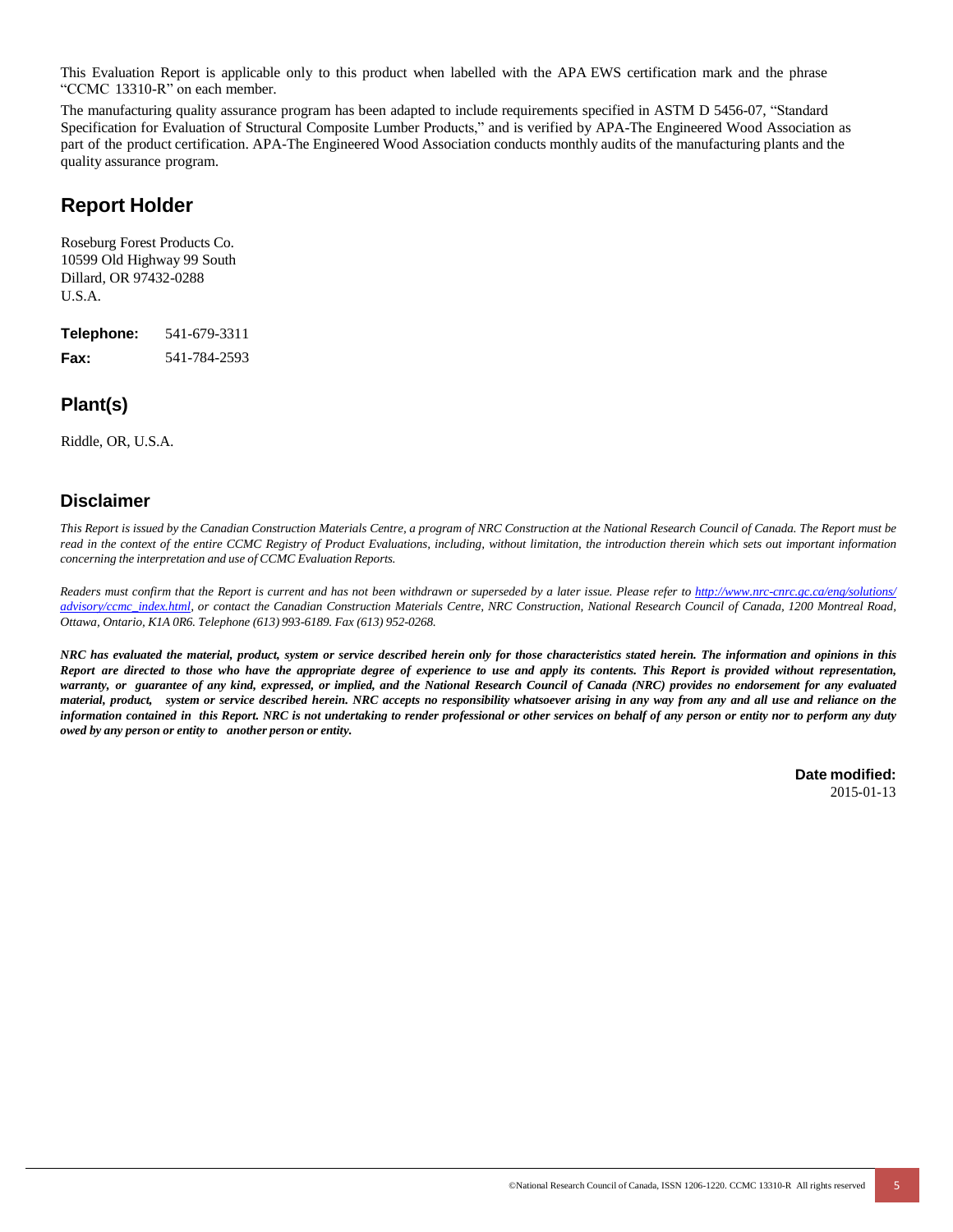This Evaluation Report is applicable only to this product when labelled with the APA EWS certification mark and the phrase "CCMC 13310-R" on each member.

The manufacturing quality assurance program has been adapted to include requirements specified in ASTM D 5456-07, "Standard Specification for Evaluation of Structural Composite Lumber Products," and is verified by APA-The Engineered Wood Association as part of the product certification. APA-The Engineered Wood Association conducts monthly audits of the manufacturing plants and the quality assurance program.

## Report Holder

Roseburg Forest Products Co.
10599 Old Highway 99 South
Dillard, OR 97432-0288
U.S.A.

**Telephone:** 541-679-3311
**Fax:** 541-784-2593

## Plant(s)

Riddle, OR, U.S.A.

## Disclaimer

*This Report is issued by the Canadian Construction Materials Centre, a program of NRC Construction at the National Research Council of Canada. The Report must be read in the context of the entire CCMC Registry of Product Evaluations, including, without limitation, the introduction therein which sets out important information concerning the interpretation and use of CCMC Evaluation Reports.*

*Readers must confirm that the Report is current and has not been withdrawn or superseded by a later issue. Please refer to http://www.nrc-cnrc.gc.ca/eng/solutions/advisory/ccmc_index.html, or contact the Canadian Construction Materials Centre, NRC Construction, National Research Council of Canada, 1200 Montreal Road, Ottawa, Ontario, K1A 0R6. Telephone (613) 993-6189. Fax (613) 952-0268.*

***NRC has evaluated the material, product, system or service described herein only for those characteristics stated herein. The information and opinions in this Report are directed to those who have the appropriate degree of experience to use and apply its contents. This Report is provided without representation, warranty, or guarantee of any kind, expressed, or implied, and the National Research Council of Canada (NRC) provides no endorsement for any evaluated material, product, system or service described herein. NRC accepts no responsibility whatsoever arising in any way from any and all use and reliance on the information contained in this Report. NRC is not undertaking to render professional or other services on behalf of any person or entity nor to perform any duty owed by any person or entity to another person or entity.***

**Date modified:**
2015-01-13

©National Research Council of Canada, ISSN 1206-1220. CCMC 13310-R All rights reserved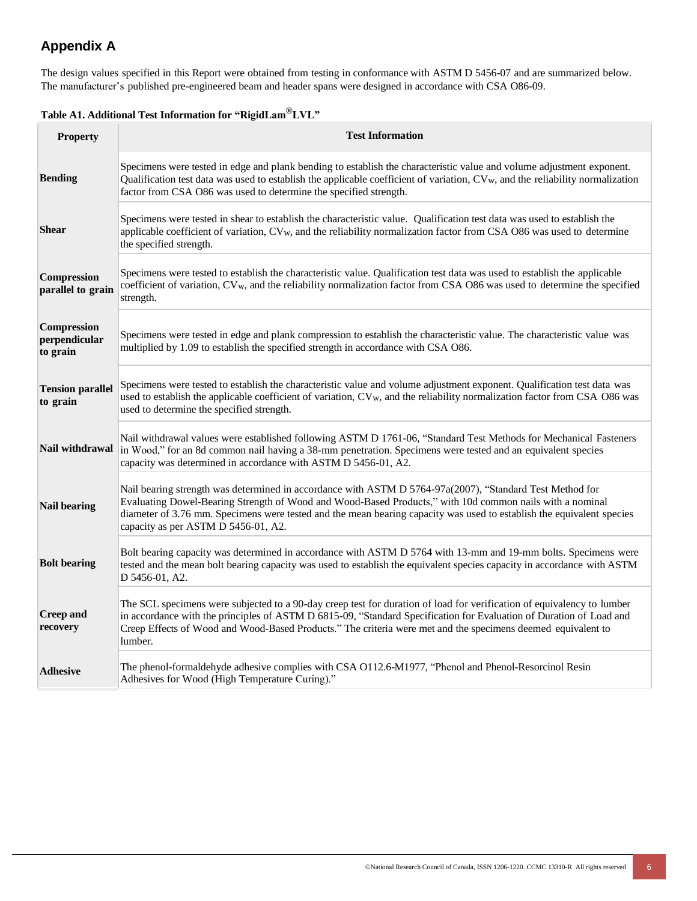## Appendix A

The design values specified in this Report were obtained from testing in conformance with ASTM D 5456-07 and are summarized below. The manufacturer's published pre-engineered beam and header spans were designed in accordance with CSA O86-09.

**Table A1. Additional Test Information for "RigidLam® LVL"**

| Property | Test Information |
|---|---|
| **Bending** | Specimens were tested in edge and plank bending to establish the characteristic value and volume adjustment exponent. Qualification test data was used to establish the applicable coefficient of variation, $CV_W$, and the reliability normalization factor from CSA O86 was used to determine the specified strength. |
| **Shear** | Specimens were tested in shear to establish the characteristic value. Qualification test data was used to establish the applicable coefficient of variation, $CV_W$, and the reliability normalization factor from CSA O86 was used to determine the specified strength. |
| **Compression parallel to grain** | Specimens were tested to establish the characteristic value. Qualification test data was used to establish the applicable coefficient of variation, $CV_W$, and the reliability normalization factor from CSA O86 was used to determine the specified strength. |
| **Compression perpendicular to grain** | Specimens were tested in edge and plank compression to establish the characteristic value. The characteristic value was multiplied by 1.09 to establish the specified strength in accordance with CSA O86. |
| **Tension parallel to grain** | Specimens were tested to establish the characteristic value and volume adjustment exponent. Qualification test data was used to establish the applicable coefficient of variation, $CV_W$, and the reliability normalization factor from CSA O86 was used to determine the specified strength. |
| **Nail withdrawal** | Nail withdrawal values were established following ASTM D 1761-06, "Standard Test Methods for Mechanical Fasteners in Wood," for an 8d common nail having a 38-mm penetration. Specimens were tested and an equivalent species capacity was determined in accordance with ASTM D 5456-01, A2. |
| **Nail bearing** | Nail bearing strength was determined in accordance with ASTM D 5764-97a(2007), "Standard Test Method for Evaluating Dowel-Bearing Strength of Wood and Wood-Based Products," with 10d common nails with a nominal diameter of 3.76 mm. Specimens were tested and the mean bearing capacity was used to establish the equivalent species capacity as per ASTM D 5456-01, A2. |
| **Bolt bearing** | Bolt bearing capacity was determined in accordance with ASTM D 5764 with 13-mm and 19-mm bolts. Specimens were tested and the mean bolt bearing capacity was used to establish the equivalent species capacity in accordance with ASTM D 5456-01, A2. |
| **Creep and recovery** | The SCL specimens were subjected to a 90-day creep test for duration of load for verification of equivalency to lumber in accordance with the principles of ASTM D 6815-09, "Standard Specification for Evaluation of Duration of Load and Creep Effects of Wood and Wood-Based Products." The criteria were met and the specimens deemed equivalent to lumber. |
| **Adhesive** | The phenol-formaldehyde adhesive complies with CSA O112.6-M1977, "Phenol and Phenol-Resorcinol Resin Adhesives for Wood (High Temperature Curing)." |

©National Research Council of Canada, ISSN 1206-1220. CCMC 13310-R All rights reserved